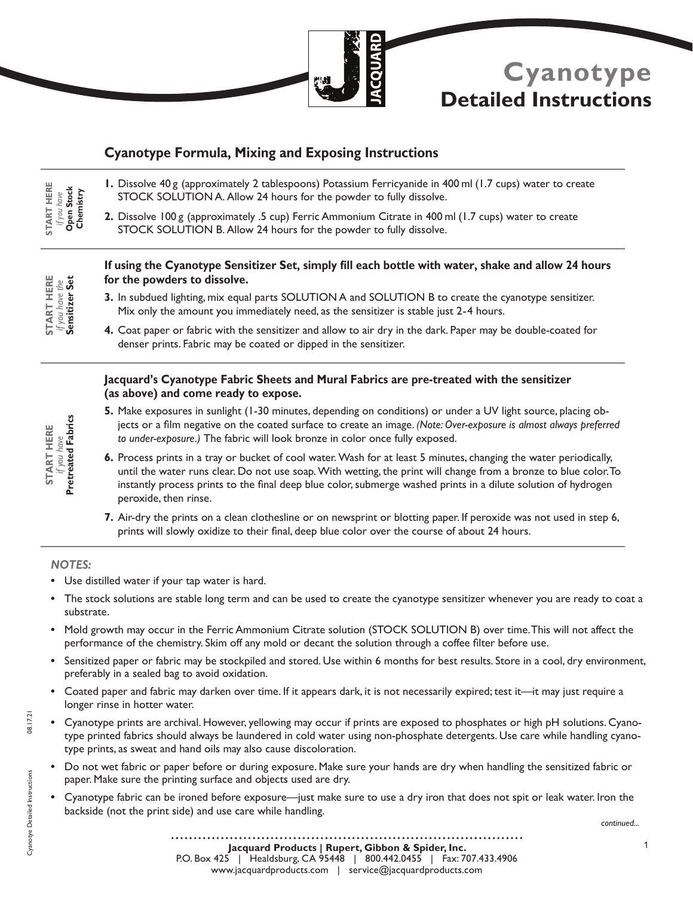# Cyanotype
## Detailed Instructions

### Cyanotype Formula, Mixing and Exposing Instructions

**START HERE** *if you have* **Open Stock Chemistry**

1. Dissolve 40 g (approximately 2 tablespoons) Potassium Ferricyanide in 400 ml (1.7 cups) water to create STOCK SOLUTION A. Allow 24 hours for the powder to fully dissolve.
2. Dissolve 100 g (approximately .5 cup) Ferric Ammonium Citrate in 400 ml (1.7 cups) water to create STOCK SOLUTION B. Allow 24 hours for the powder to fully dissolve.

**START HERE** *if you have the* **Sensitizer Set**

**If using the Cyanotype Sensitizer Set, simply fill each bottle with water, shake and allow 24 hours for the powders to dissolve.**

3. In subdued lighting, mix equal parts SOLUTION A and SOLUTION B to create the cyanotype sensitizer. Mix only the amount you immediately need, as the sensitizer is stable just 2-4 hours.
4. Coat paper or fabric with the sensitizer and allow to air dry in the dark. Paper may be double-coated for denser prints. Fabric may be coated or dipped in the sensitizer.

**START HERE** *if you have* **Pretreated Fabrics**

**Jacquard's Cyanotype Fabric Sheets and Mural Fabrics are pre-treated with the sensitizer (as above) and come ready to expose.**

5. Make exposures in sunlight (1-30 minutes, depending on conditions) or under a UV light source, placing objects or a film negative on the coated surface to create an image. *(Note: Over-exposure is almost always preferred to under-exposure.)* The fabric will look bronze in color once fully exposed.
6. Process prints in a tray or bucket of cool water. Wash for at least 5 minutes, changing the water periodically, until the water runs clear. Do not use soap. With wetting, the print will change from a bronze to blue color. To instantly process prints to the final deep blue color, submerge washed prints in a dilute solution of hydrogen peroxide, then rinse.
7. Air-dry the prints on a clean clothesline or on newsprint or blotting paper. If peroxide was not used in step 6, prints will slowly oxidize to their final, deep blue color over the course of about 24 hours.

***NOTES:***

- Use distilled water if your tap water is hard.
- The stock solutions are stable long term and can be used to create the cyanotype sensitizer whenever you are ready to coat a substrate.
- Mold growth may occur in the Ferric Ammonium Citrate solution (STOCK SOLUTION B) over time. This will not affect the performance of the chemistry. Skim off any mold or decant the solution through a coffee filter before use.
- Sensitized paper or fabric may be stockpiled and stored. Use within 6 months for best results. Store in a cool, dry environment, preferably in a sealed bag to avoid oxidation.
- Coated paper and fabric may darken over time. If it appears dark, it is not necessarily expired; test it—it may just require a longer rinse in hotter water.
- Cyanotype prints are archival. However, yellowing may occur if prints are exposed to phosphates or high pH solutions. Cyanotype printed fabrics should always be laundered in cold water using non-phosphate detergents. Use care while handling cyanotype prints, as sweat and hand oils may also cause discoloration.
- Do not wet fabric or paper before or during exposure. Make sure your hands are dry when handling the sensitized fabric or paper. Make sure the printing surface and objects used are dry.
- Cyanotype fabric can be ironed before exposure—just make sure to use a dry iron that does not spit or leak water. Iron the backside (not the print side) and use care while handling.

*continued...*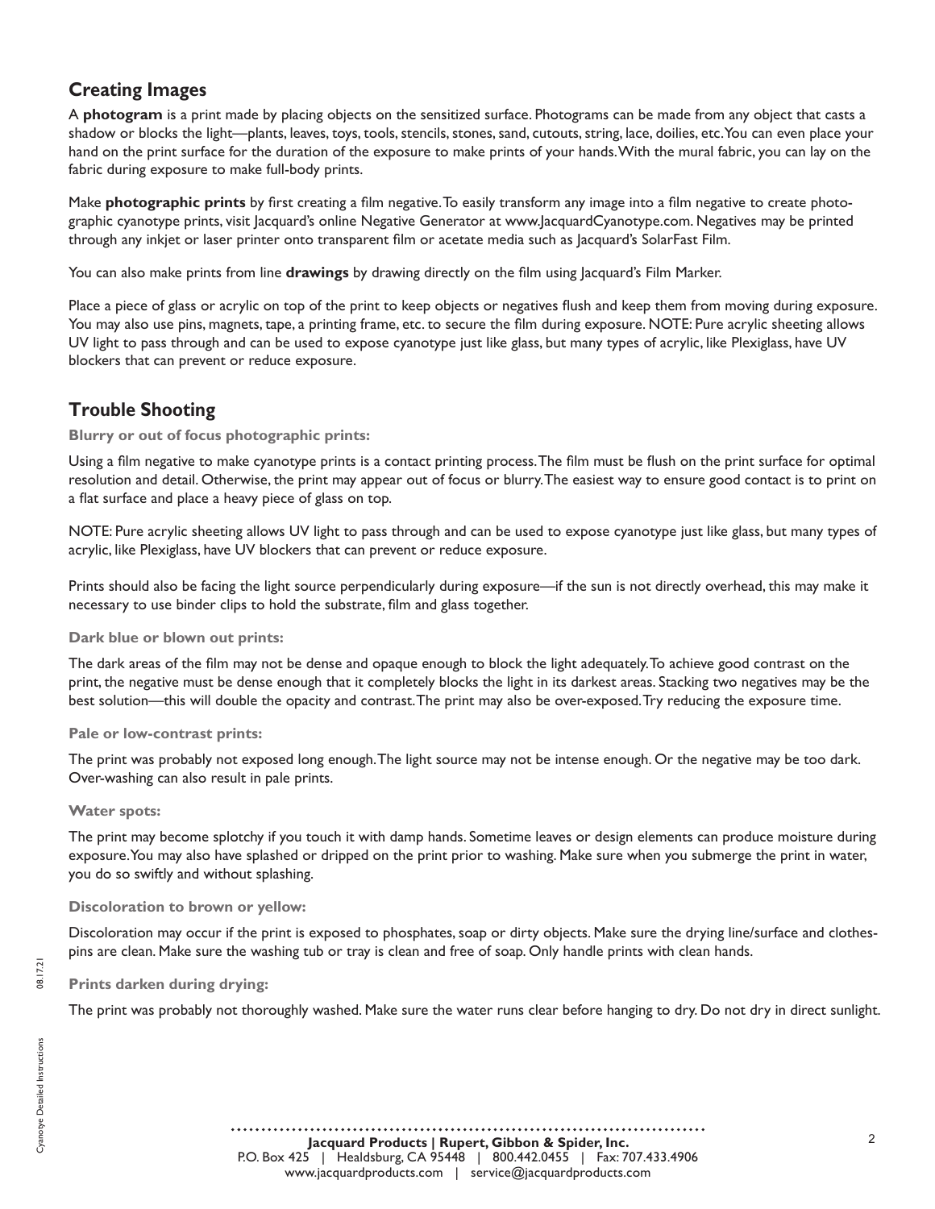## Creating Images

A **photogram** is a print made by placing objects on the sensitized surface. Photograms can be made from any object that casts a shadow or blocks the light—plants, leaves, toys, tools, stencils, stones, sand, cutouts, string, lace, doilies, etc. You can even place your hand on the print surface for the duration of the exposure to make prints of your hands. With the mural fabric, you can lay on the fabric during exposure to make full-body prints.

Make **photographic prints** by first creating a film negative. To easily transform any image into a film negative to create photographic cyanotype prints, visit Jacquard's online Negative Generator at www.JacquardCyanotype.com. Negatives may be printed through any inkjet or laser printer onto transparent film or acetate media such as Jacquard's SolarFast Film.

You can also make prints from line **drawings** by drawing directly on the film using Jacquard's Film Marker.

Place a piece of glass or acrylic on top of the print to keep objects or negatives flush and keep them from moving during exposure. You may also use pins, magnets, tape, a printing frame, etc. to secure the film during exposure. NOTE: Pure acrylic sheeting allows UV light to pass through and can be used to expose cyanotype just like glass, but many types of acrylic, like Plexiglass, have UV blockers that can prevent or reduce exposure.

## Trouble Shooting

**Blurry or out of focus photographic prints:**

Using a film negative to make cyanotype prints is a contact printing process. The film must be flush on the print surface for optimal resolution and detail. Otherwise, the print may appear out of focus or blurry. The easiest way to ensure good contact is to print on a flat surface and place a heavy piece of glass on top.

NOTE: Pure acrylic sheeting allows UV light to pass through and can be used to expose cyanotype just like glass, but many types of acrylic, like Plexiglass, have UV blockers that can prevent or reduce exposure.

Prints should also be facing the light source perpendicularly during exposure—if the sun is not directly overhead, this may make it necessary to use binder clips to hold the substrate, film and glass together.

**Dark blue or blown out prints:**

The dark areas of the film may not be dense and opaque enough to block the light adequately. To achieve good contrast on the print, the negative must be dense enough that it completely blocks the light in its darkest areas. Stacking two negatives may be the best solution—this will double the opacity and contrast. The print may also be over-exposed. Try reducing the exposure time.

**Pale or low-contrast prints:**

The print was probably not exposed long enough. The light source may not be intense enough. Or the negative may be too dark. Over-washing can also result in pale prints.

**Water spots:**

The print may become splotchy if you touch it with damp hands. Sometime leaves or design elements can produce moisture during exposure. You may also have splashed or dripped on the print prior to washing. Make sure when you submerge the print in water, you do so swiftly and without splashing.

**Discoloration to brown or yellow:**

Discoloration may occur if the print is exposed to phosphates, soap or dirty objects. Make sure the drying line/surface and clothespins are clean. Make sure the washing tub or tray is clean and free of soap. Only handle prints with clean hands.

**Prints darken during drying:**

The print was probably not thoroughly washed. Make sure the water runs clear before hanging to dry. Do not dry in direct sunlight.